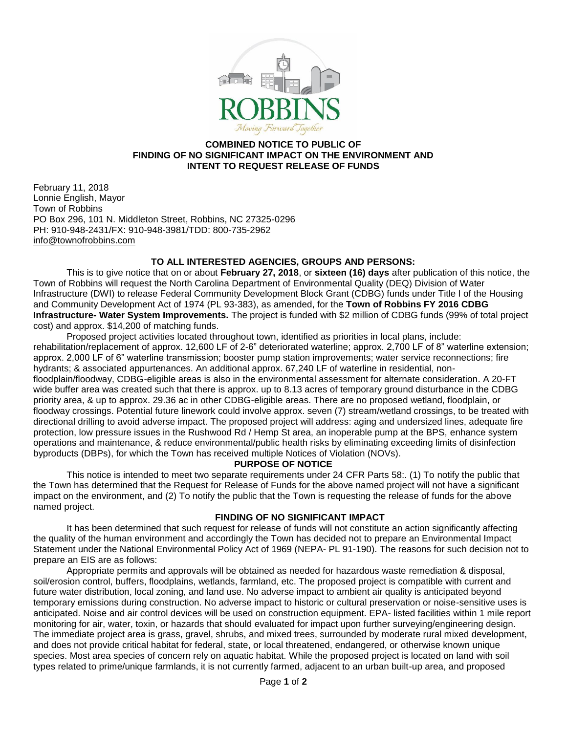**COMBINED NOTICE TO PUBLIC OF FINDING OF NO SIGNIFICANT IMPACT ON THE ENVIRONMENT AND INTENT TO REQUEST RELEASE OF FUNDS**

February 11, 2018
Lonnie English, Mayor
Town of Robbins
PO Box 296, 101 N. Middleton Street, Robbins, NC 27325-0296
PH: 910-948-2431/FX: 910-948-3981/TDD: 800-735-2962
info@townofrobbins.com

**TO ALL INTERESTED AGENCIES, GROUPS AND PERSONS:**

This is to give notice that on or about **February 27, 2018**, or **sixteen (16) days** after publication of this notice, the Town of Robbins will request the North Carolina Department of Environmental Quality (DEQ) Division of Water Infrastructure (DWI) to release Federal Community Development Block Grant (CDBG) funds under Title I of the Housing and Community Development Act of 1974 (PL 93-383), as amended, for the **Town of Robbins FY 2016 CDBG Infrastructure- Water System Improvements.** The project is funded with $2 million of CDBG funds (99% of total project cost) and approx. $14,200 of matching funds.

Proposed project activities located throughout town, identified as priorities in local plans, include: rehabilitation/replacement of approx. 12,600 LF of 2-6" deteriorated waterline; approx. 2,700 LF of 8" waterline extension; approx. 2,000 LF of 6" waterline transmission; booster pump station improvements; water service reconnections; fire hydrants; & associated appurtenances. An additional approx. 67,240 LF of waterline in residential, non-floodplain/floodway, CDBG-eligible areas is also in the environmental assessment for alternate consideration. A 20-FT wide buffer area was created such that there is approx. up to 8.13 acres of temporary ground disturbance in the CDBG priority area, & up to approx. 29.36 ac in other CDBG-eligible areas. There are no proposed wetland, floodplain, or floodway crossings. Potential future linework could involve approx. seven (7) stream/wetland crossings, to be treated with directional drilling to avoid adverse impact. The proposed project will address: aging and undersized lines, adequate fire protection, low pressure issues in the Rushwood Rd / Hemp St area, an inoperable pump at the BPS, enhance system operations and maintenance, & reduce environmental/public health risks by eliminating exceeding limits of disinfection byproducts (DBPs), for which the Town has received multiple Notices of Violation (NOVs).

**PURPOSE OF NOTICE**

This notice is intended to meet two separate requirements under 24 CFR Parts 58:. (1) To notify the public that the Town has determined that the Request for Release of Funds for the above named project will not have a significant impact on the environment, and (2) To notify the public that the Town is requesting the release of funds for the above named project.

**FINDING OF NO SIGNIFICANT IMPACT**

It has been determined that such request for release of funds will not constitute an action significantly affecting the quality of the human environment and accordingly the Town has decided not to prepare an Environmental Impact Statement under the National Environmental Policy Act of 1969 (NEPA- PL 91-190). The reasons for such decision not to prepare an EIS are as follows:

Appropriate permits and approvals will be obtained as needed for hazardous waste remediation & disposal, soil/erosion control, buffers, floodplains, wetlands, farmland, etc. The proposed project is compatible with current and future water distribution, local zoning, and land use. No adverse impact to ambient air quality is anticipated beyond temporary emissions during construction. No adverse impact to historic or cultural preservation or noise-sensitive uses is anticipated. Noise and air control devices will be used on construction equipment. EPA- listed facilities within 1 mile report monitoring for air, water, toxin, or hazards that should evaluated for impact upon further surveying/engineering design. The immediate project area is grass, gravel, shrubs, and mixed trees, surrounded by moderate rural mixed development, and does not provide critical habitat for federal, state, or local threatened, endangered, or otherwise known unique species. Most area species of concern rely on aquatic habitat. While the proposed project is located on land with soil types related to prime/unique farmlands, it is not currently farmed, adjacent to an urban built-up area, and proposed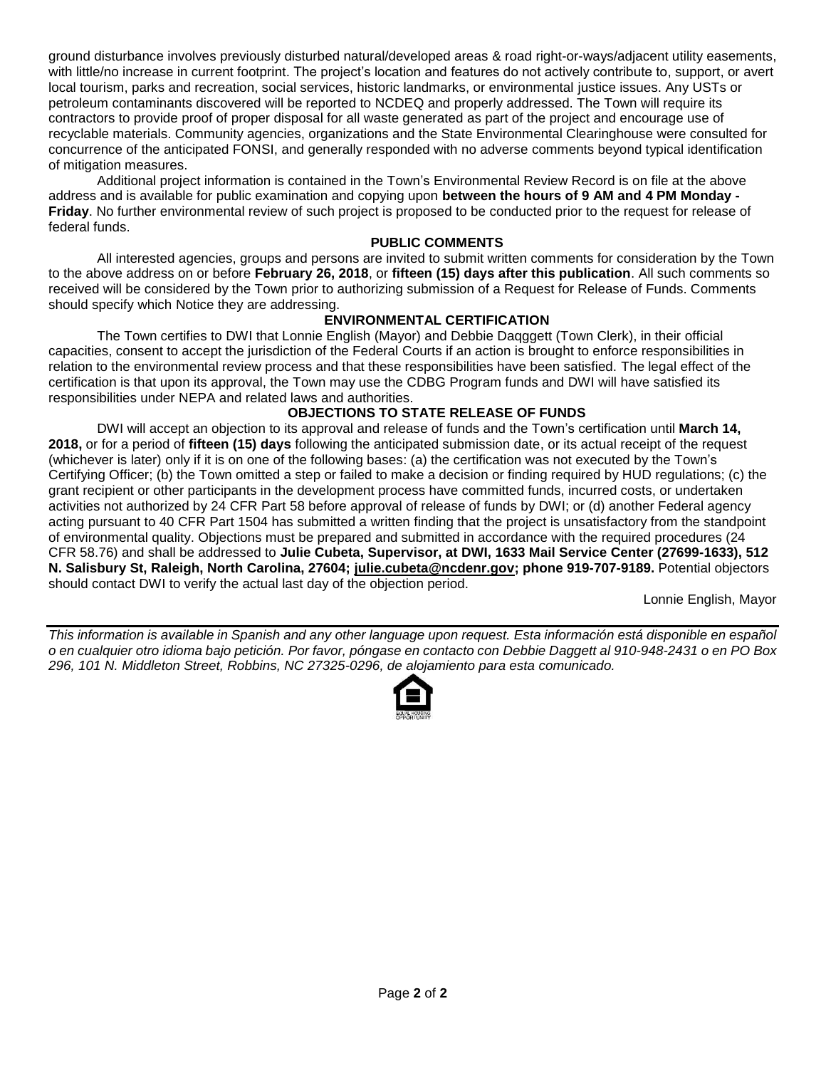ground disturbance involves previously disturbed natural/developed areas & road right-or-ways/adjacent utility easements, with little/no increase in current footprint. The project's location and features do not actively contribute to, support, or avert local tourism, parks and recreation, social services, historic landmarks, or environmental justice issues. Any USTs or petroleum contaminants discovered will be reported to NCDEQ and properly addressed. The Town will require its contractors to provide proof of proper disposal for all waste generated as part of the project and encourage use of recyclable materials. Community agencies, organizations and the State Environmental Clearinghouse were consulted for concurrence of the anticipated FONSI, and generally responded with no adverse comments beyond typical identification of mitigation measures.

Additional project information is contained in the Town's Environmental Review Record is on file at the above address and is available for public examination and copying upon **between the hours of 9 AM and 4 PM Monday - Friday**. No further environmental review of such project is proposed to be conducted prior to the request for release of federal funds.

**PUBLIC COMMENTS**

All interested agencies, groups and persons are invited to submit written comments for consideration by the Town to the above address on or before **February 26, 2018**, or **fifteen (15) days after this publication**. All such comments so received will be considered by the Town prior to authorizing submission of a Request for Release of Funds. Comments should specify which Notice they are addressing.

**ENVIRONMENTAL CERTIFICATION**

The Town certifies to DWI that Lonnie English (Mayor) and Debbie Daqggett (Town Clerk), in their official capacities, consent to accept the jurisdiction of the Federal Courts if an action is brought to enforce responsibilities in relation to the environmental review process and that these responsibilities have been satisfied. The legal effect of the certification is that upon its approval, the Town may use the CDBG Program funds and DWI will have satisfied its responsibilities under NEPA and related laws and authorities.

**OBJECTIONS TO STATE RELEASE OF FUNDS**

DWI will accept an objection to its approval and release of funds and the Town's certification until **March 14, 2018,** or for a period of **fifteen (15) days** following the anticipated submission date, or its actual receipt of the request (whichever is later) only if it is on one of the following bases: (a) the certification was not executed by the Town's Certifying Officer; (b) the Town omitted a step or failed to make a decision or finding required by HUD regulations; (c) the grant recipient or other participants in the development process have committed funds, incurred costs, or undertaken activities not authorized by 24 CFR Part 58 before approval of release of funds by DWI; or (d) another Federal agency acting pursuant to 40 CFR Part 1504 has submitted a written finding that the project is unsatisfactory from the standpoint of environmental quality. Objections must be prepared and submitted in accordance with the required procedures (24 CFR 58.76) and shall be addressed to **Julie Cubeta, Supervisor, at DWI, 1633 Mail Service Center (27699-1633), 512 N. Salisbury St, Raleigh, North Carolina, 27604; julie.cubeta@ncdenr.gov; phone 919-707-9189.** Potential objectors should contact DWI to verify the actual last day of the objection period.

Lonnie English, Mayor

---

*This information is available in Spanish and any other language upon request. Esta información está disponible en español o en cualquier otro idioma bajo petición. Por favor, póngase en contacto con Debbie Daggett al 910-948-2431 o en PO Box 296, 101 N. Middleton Street, Robbins, NC 27325-0296, de alojamiento para esta comunicado.*

EQUAL HOUSING OPPORTUNITY